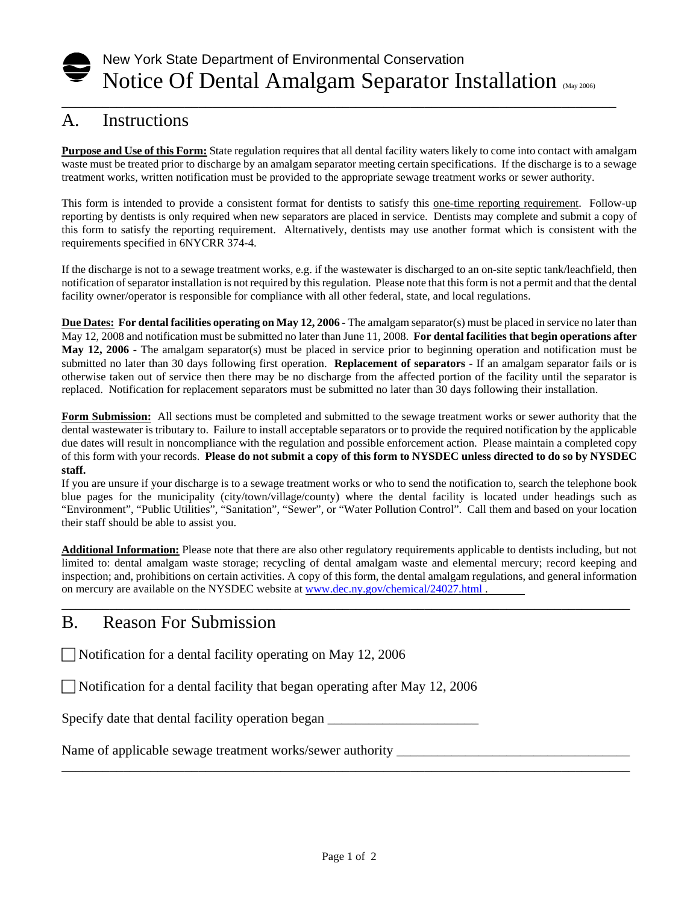New York State Department of Environmental Conservation

# Notice Of Dental Amalgam Separator Installation (May 2006)

## A. Instructions

**Purpose and Use of this Form:** State regulation requires that all dental facility waters likely to come into contact with amalgam waste must be treated prior to discharge by an amalgam separator meeting certain specifications. If the discharge is to a sewage treatment works, written notification must be provided to the appropriate sewage treatment works or sewer authority.

This form is intended to provide a consistent format for dentists to satisfy this one-time reporting requirement. Follow-up reporting by dentists is only required when new separators are placed in service. Dentists may complete and submit a copy of this form to satisfy the reporting requirement. Alternatively, dentists may use another format which is consistent with the requirements specified in 6NYCRR 374-4.

If the discharge is not to a sewage treatment works, e.g. if the wastewater is discharged to an on-site septic tank/leachfield, then notification of separator installation is not required by this regulation. Please note that this form is not a permit and that the dental facility owner/operator is responsible for compliance with all other federal, state, and local regulations.

**Due Dates: For dental facilities operating on May 12, 2006** - The amalgam separator(s) must be placed in service no later than May 12, 2008 and notification must be submitted no later than June 11, 2008. **For dental facilities that begin operations after May 12, 2006** - The amalgam separator(s) must be placed in service prior to beginning operation and notification must be submitted no later than 30 days following first operation. **Replacement of separators** - If an amalgam separator fails or is otherwise taken out of service then there may be no discharge from the affected portion of the facility until the separator is replaced. Notification for replacement separators must be submitted no later than 30 days following their installation.

**Form Submission:** All sections must be completed and submitted to the sewage treatment works or sewer authority that the dental wastewater is tributary to. Failure to install acceptable separators or to provide the required notification by the applicable due dates will result in noncompliance with the regulation and possible enforcement action. Please maintain a completed copy of this form with your records. **Please do not submit a copy of this form to NYSDEC unless directed to do so by NYSDEC staff.**

If you are unsure if your discharge is to a sewage treatment works or who to send the notification to, search the telephone book blue pages for the municipality (city/town/village/county) where the dental facility is located under headings such as "Environment", "Public Utilities", "Sanitation", "Sewer", or "Water Pollution Control". Call them and based on your location their staff should be able to assist you.

**Additional Information:** Please note that there are also other regulatory requirements applicable to dentists including, but not limited to: dental amalgam waste storage; recycling of dental amalgam waste and elemental mercury; record keeping and inspection; and, prohibitions on certain activities. A copy of this form, the dental amalgam regulations, and general information on mercury are available on the NYSDEC website at www.dec.ny.gov/chemical/24027.html .

## B. Reason For Submission

☐ Notification for a dental facility operating on May 12, 2006

☐ Notification for a dental facility that began operating after May 12, 2006

Specify date that dental facility operation began ______________________

Name of applicable sewage treatment works/sewer authority ________________________________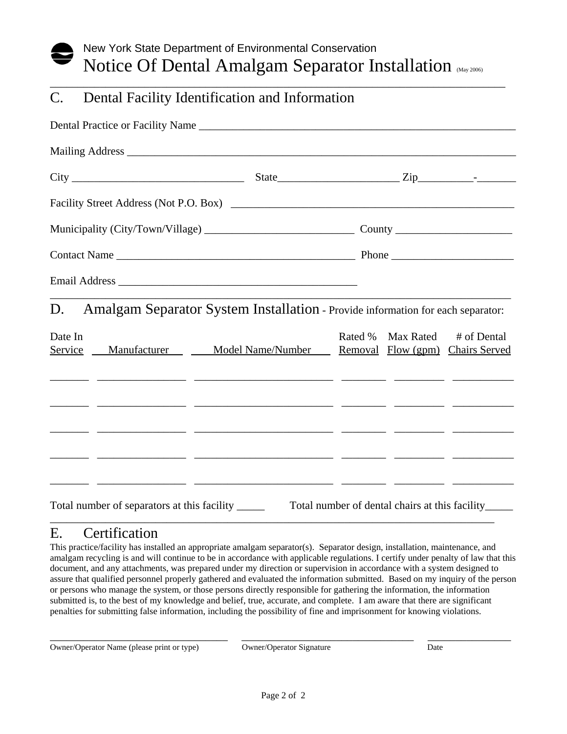New York State Department of Environmental Conservation

# Notice Of Dental Amalgam Separator Installation (May 2006)

## C. Dental Facility Identification and Information

Dental Practice or Facility Name ______________________________________________________

Mailing Address ______________________________________________________________

City ____________________________ State____________________ Zip_________-_______

Facility Street Address (Not P.O. Box) ____________________________________________

Municipality (City/Town/Village) _________________________ County ___________________

Contact Name ______________________________________ Phone ____________________

Email Address ______________________________________

## D. Amalgam Separator System Installation - Provide information for each separator:

| Date In Service | Manufacturer | Model Name/Number | Rated % Removal | Max Rated Flow (gpm) | # of Dental Chairs Served |
|---|---|---|---|---|---|
| | | | | | |
| | | | | | |
| | | | | | |
| | | | | | |
| | | | | | |

Total number of separators at this facility _____ Total number of dental chairs at this facility_____

## E. Certification

This practice/facility has installed an appropriate amalgam separator(s). Separator design, installation, maintenance, and amalgam recycling is and will continue to be in accordance with applicable regulations. I certify under penalty of law that this document, and any attachments, was prepared under my direction or supervision in accordance with a system designed to assure that qualified personnel properly gathered and evaluated the information submitted. Based on my inquiry of the person or persons who manage the system, or those persons directly responsible for gathering the information, the information submitted is, to the best of my knowledge and belief, true, accurate, and complete. I am aware that there are significant penalties for submitting false information, including the possibility of fine and imprisonment for knowing violations.

______________________________ ______________________________ ______________

Owner/Operator Name (please print or type) Owner/Operator Signature Date